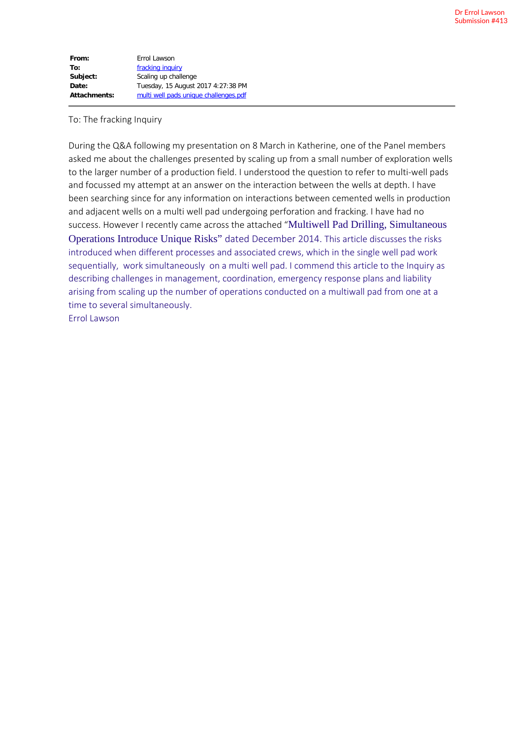Dr Errol Lawson
Submission #413

| | |
|---|---|
| **From:** | Errol Lawson |
| **To:** | fracking inquiry |
| **Subject:** | Scaling up challenge |
| **Date:** | Tuesday, 15 August 2017 4:27:38 PM |
| **Attachments:** | multi well pads unique challenges.pdf |

To: The fracking Inquiry

During the Q&A following my presentation on 8 March in Katherine, one of the Panel members asked me about the challenges presented by scaling up from a small number of exploration wells to the larger number of a production field. I understood the question to refer to multi-well pads and focussed my attempt at an answer on the interaction between the wells at depth. I have been searching since for any information on interactions between cemented wells in production and adjacent wells on a multi well pad undergoing perforation and fracking. I have had no success. However I recently came across the attached "Multiwell Pad Drilling, Simultaneous Operations Introduce Unique Risks" dated December 2014. This article discusses the risks introduced when different processes and associated crews, which in the single well pad work sequentially, work simultaneously on a multi well pad. I commend this article to the Inquiry as describing challenges in management, coordination, emergency response plans and liability arising from scaling up the number of operations conducted on a multiwall pad from one at a time to several simultaneously.

Errol Lawson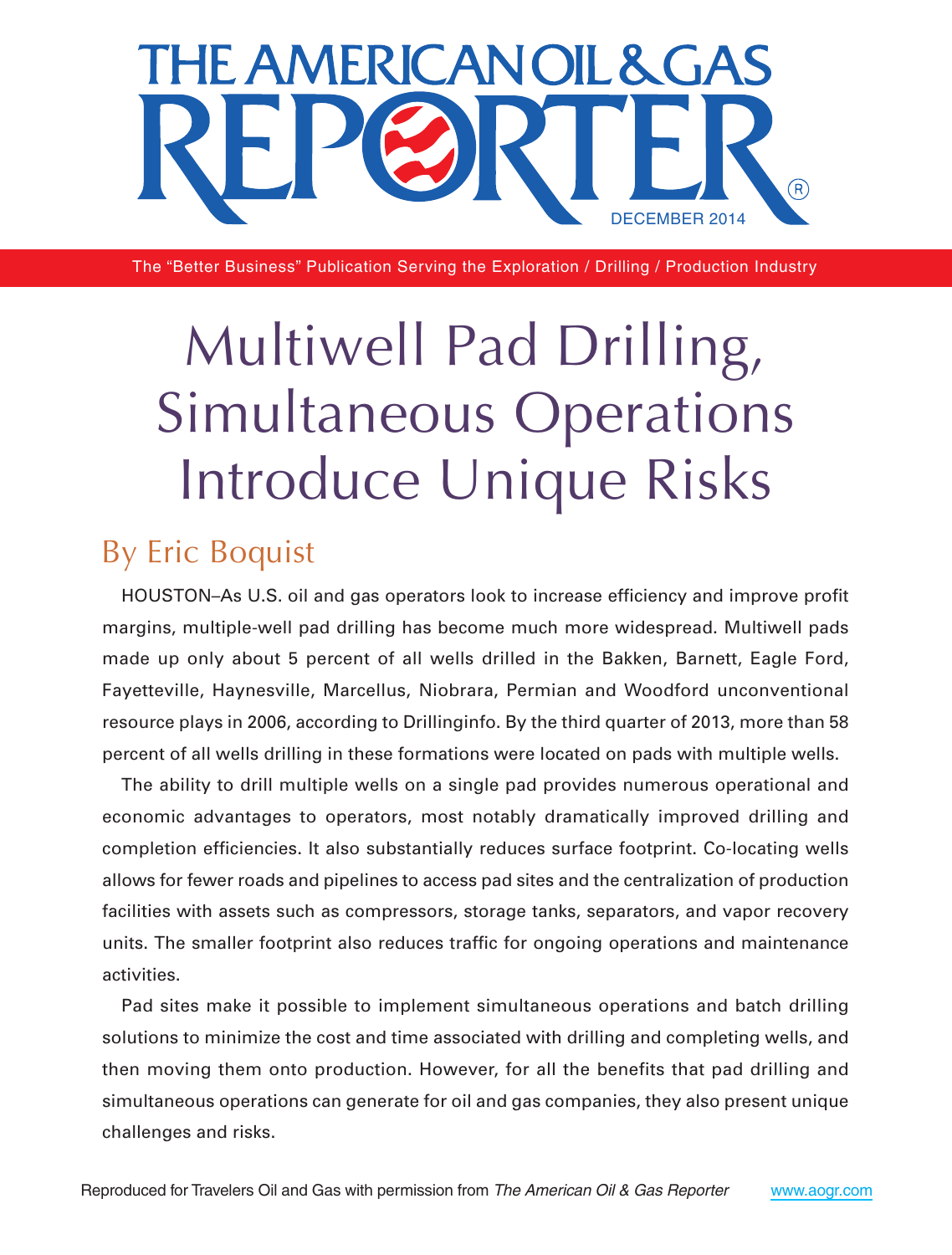# Multiwell Pad Drilling, Simultaneous Operations Introduce Unique Risks

## By Eric Boquist

HOUSTON–As U.S. oil and gas operators look to increase efficiency and improve profit margins, multiple-well pad drilling has become much more widespread. Multiwell pads made up only about 5 percent of all wells drilled in the Bakken, Barnett, Eagle Ford, Fayetteville, Haynesville, Marcellus, Niobrara, Permian and Woodford unconventional resource plays in 2006, according to Drillinginfo. By the third quarter of 2013, more than 58 percent of all wells drilling in these formations were located on pads with multiple wells.

The ability to drill multiple wells on a single pad provides numerous operational and economic advantages to operators, most notably dramatically improved drilling and completion efficiencies. It also substantially reduces surface footprint. Co-locating wells allows for fewer roads and pipelines to access pad sites and the centralization of production facilities with assets such as compressors, storage tanks, separators, and vapor recovery units. The smaller footprint also reduces traffic for ongoing operations and maintenance activities.

Pad sites make it possible to implement simultaneous operations and batch drilling solutions to minimize the cost and time associated with drilling and completing wells, and then moving them onto production. However, for all the benefits that pad drilling and simultaneous operations can generate for oil and gas companies, they also present unique challenges and risks.

Reproduced for Travelers Oil and Gas with permission from *The American Oil & Gas Reporter* www.aogr.com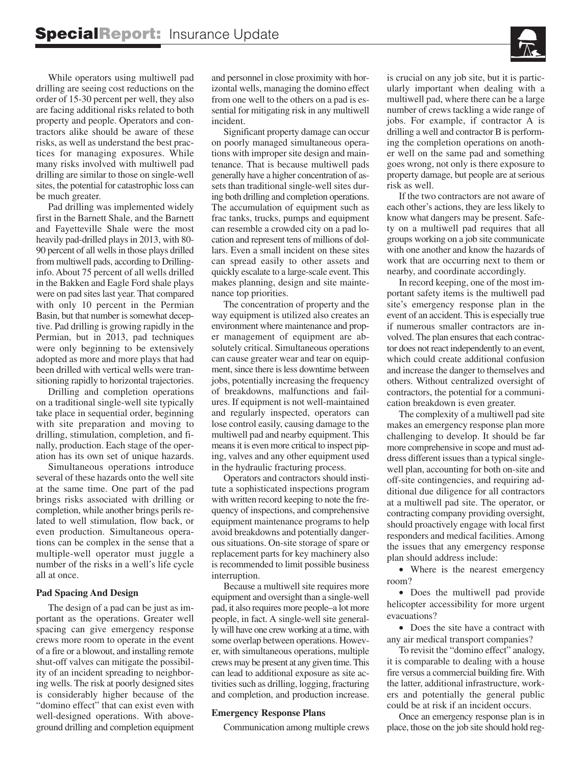While operators using multiwell pad drilling are seeing cost reductions on the order of 15-30 percent per well, they also are facing additional risks related to both property and people. Operators and contractors alike should be aware of these risks, as well as understand the best practices for managing exposures. While many risks involved with multiwell pad drilling are similar to those on single-well sites, the potential for catastrophic loss can be much greater.

Pad drilling was implemented widely first in the Barnett Shale, and the Barnett and Fayetteville Shale were the most heavily pad-drilled plays in 2013, with 80-90 percent of all wells in those plays drilled from multiwell pads, according to Drillinginfo. About 75 percent of all wells drilled in the Bakken and Eagle Ford shale plays were on pad sites last year. That compared with only 10 percent in the Permian Basin, but that number is somewhat deceptive. Pad drilling is growing rapidly in the Permian, but in 2013, pad techniques were only beginning to be extensively adopted as more and more plays that had been drilled with vertical wells were transitioning rapidly to horizontal trajectories.

Drilling and completion operations on a traditional single-well site typically take place in sequential order, beginning with site preparation and moving to drilling, stimulation, completion, and finally, production. Each stage of the operation has its own set of unique hazards.

Simultaneous operations introduce several of these hazards onto the well site at the same time. One part of the pad brings risks associated with drilling or completion, while another brings perils related to well stimulation, flow back, or even production. Simultaneous operations can be complex in the sense that a multiple-well operator must juggle a number of the risks in a well's life cycle all at once.

### Pad Spacing And Design

The design of a pad can be just as important as the operations. Greater well spacing can give emergency response crews more room to operate in the event of a fire or a blowout, and installing remote shut-off valves can mitigate the possibility of an incident spreading to neighboring wells. The risk at poorly designed sites is considerably higher because of the "domino effect" that can exist even with well-designed operations. With above-ground drilling and completion equipment and personnel in close proximity with horizontal wells, managing the domino effect from one well to the others on a pad is essential for mitigating risk in any multiwell incident.

Significant property damage can occur on poorly managed simultaneous operations with improper site design and maintenance. That is because multiwell pads generally have a higher concentration of assets than traditional single-well sites during both drilling and completion operations. The accumulation of equipment such as frac tanks, trucks, pumps and equipment can resemble a crowded city on a pad location and represent tens of millions of dollars. Even a small incident on these sites can spread easily to other assets and quickly escalate to a large-scale event. This makes planning, design and site maintenance top priorities.

The concentration of property and the way equipment is utilized also creates an environment where maintenance and proper management of equipment are absolutely critical. Simultaneous operations can cause greater wear and tear on equipment, since there is less downtime between jobs, potentially increasing the frequency of breakdowns, malfunctions and failures. If equipment is not well-maintained and regularly inspected, operators can lose control easily, causing damage to the multiwell pad and nearby equipment. This means it is even more critical to inspect piping, valves and any other equipment used in the hydraulic fracturing process.

Operators and contractors should institute a sophisticated inspections program with written record keeping to note the frequency of inspections, and comprehensive equipment maintenance programs to help avoid breakdowns and potentially dangerous situations. On-site storage of spare or replacement parts for key machinery also is recommended to limit possible business interruption.

Because a multiwell site requires more equipment and oversight than a single-well pad, it also requires more people–a lot more people, in fact. A single-well site generally will have one crew working at a time, with some overlap between operations. However, with simultaneous operations, multiple crews may be present at any given time. This can lead to additional exposure as site activities such as drilling, logging, fracturing and completion, and production increase.

### Emergency Response Plans

Communication among multiple crews is crucial on any job site, but it is particularly important when dealing with a multiwell pad, where there can be a large number of crews tackling a wide range of jobs. For example, if contractor A is drilling a well and contractor B is performing the completion operations on another well on the same pad and something goes wrong, not only is there exposure to property damage, but people are at serious risk as well.

If the two contractors are not aware of each other's actions, they are less likely to know what dangers may be present. Safety on a multiwell pad requires that all groups working on a job site communicate with one another and know the hazards of work that are occurring next to them or nearby, and coordinate accordingly.

In record keeping, one of the most important safety items is the multiwell pad site's emergency response plan in the event of an accident. This is especially true if numerous smaller contractors are involved. The plan ensures that each contractor does not react independently to an event, which could create additional confusion and increase the danger to themselves and others. Without centralized oversight of contractors, the potential for a communication breakdown is even greater.

The complexity of a multiwell pad site makes an emergency response plan more challenging to develop. It should be far more comprehensive in scope and must address different issues than a typical single-well plan, accounting for both on-site and off-site contingencies, and requiring additional due diligence for all contractors at a multiwell pad site. The operator, or contracting company providing oversight, should proactively engage with local first responders and medical facilities. Among the issues that any emergency response plan should address include:

- Where is the nearest emergency room?
- Does the multiwell pad provide helicopter accessibility for more urgent evacuations?
- Does the site have a contract with any air medical transport companies?

To revisit the "domino effect" analogy, it is comparable to dealing with a house fire versus a commercial building fire. With the latter, additional infrastructure, workers and potentially the general public could be at risk if an incident occurs.

Once an emergency response plan is in place, those on the job site should hold reg-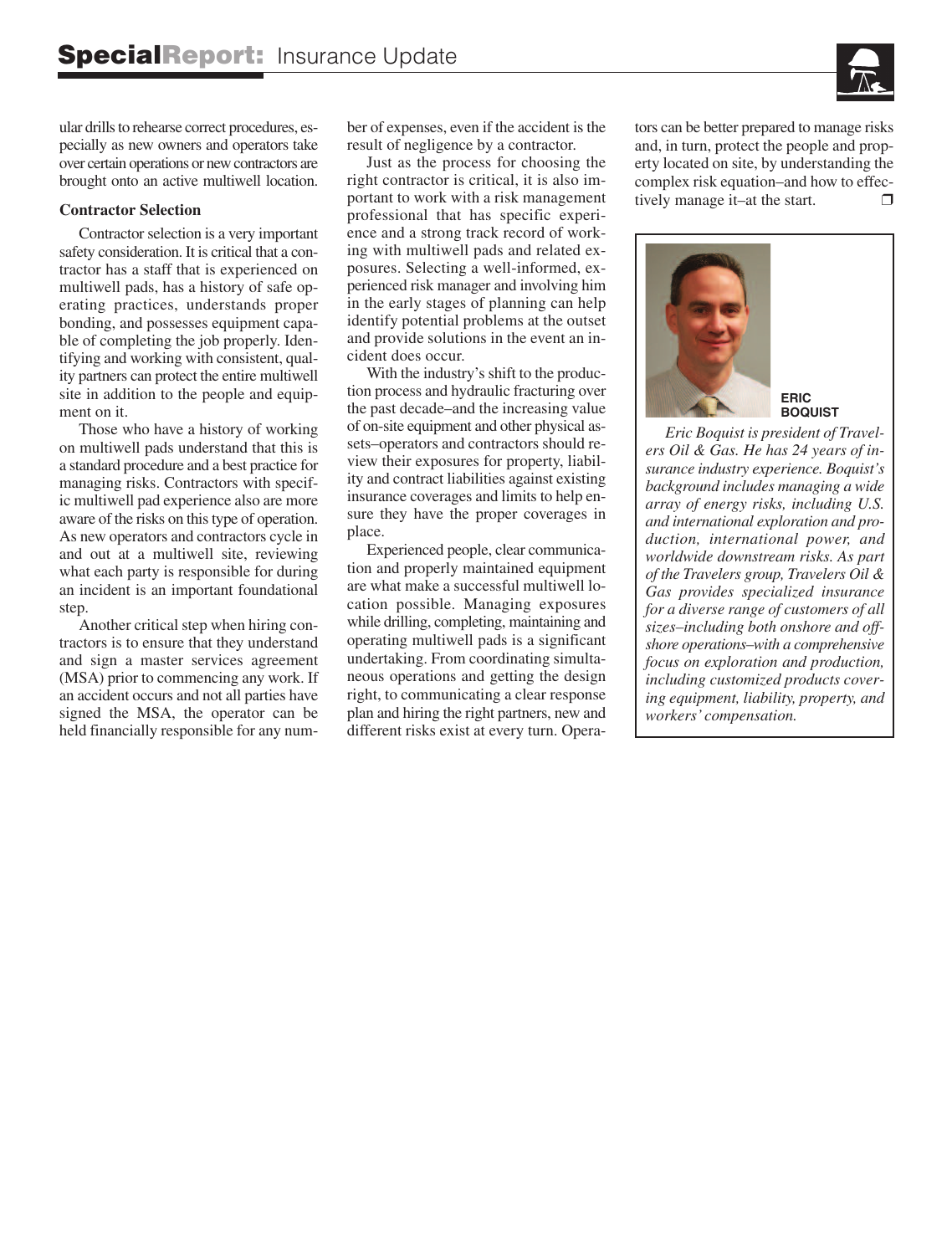ular drills to rehearse correct procedures, especially as new owners and operators take over certain operations or new contractors are brought onto an active multiwell location.

**Contractor Selection**

Contractor selection is a very important safety consideration. It is critical that a contractor has a staff that is experienced on multiwell pads, has a history of safe operating practices, understands proper bonding, and possesses equipment capable of completing the job properly. Identifying and working with consistent, quality partners can protect the entire multiwell site in addition to the people and equipment on it.

Those who have a history of working on multiwell pads understand that this is a standard procedure and a best practice for managing risks. Contractors with specific multiwell pad experience also are more aware of the risks on this type of operation. As new operators and contractors cycle in and out at a multiwell site, reviewing what each party is responsible for during an incident is an important foundational step.

Another critical step when hiring contractors is to ensure that they understand and sign a master services agreement (MSA) prior to commencing any work. If an accident occurs and not all parties have signed the MSA, the operator can be held financially responsible for any number of expenses, even if the accident is the result of negligence by a contractor.

Just as the process for choosing the right contractor is critical, it is also important to work with a risk management professional that has specific experience and a strong track record of working with multiwell pads and related exposures. Selecting a well-informed, experienced risk manager and involving him in the early stages of planning can help identify potential problems at the outset and provide solutions in the event an incident does occur.

With the industry's shift to the production process and hydraulic fracturing over the past decade–and the increasing value of on-site equipment and other physical assets–operators and contractors should review their exposures for property, liability and contract liabilities against existing insurance coverages and limits to help ensure they have the proper coverages in place.

Experienced people, clear communication and properly maintained equipment are what make a successful multiwell location possible. Managing exposures while drilling, completing, maintaining and operating multiwell pads is a significant undertaking. From coordinating simultaneous operations and getting the design right, to communicating a clear response plan and hiring the right partners, new and different risks exist at every turn. Operators can be better prepared to manage risks and, in turn, protect the people and property located on site, by understanding the complex risk equation–and how to effectively manage it–at the start. ❒

**ERIC BOQUIST**

*Eric Boquist is president of Travelers Oil & Gas. He has 24 years of insurance industry experience. Boquist's background includes managing a wide array of energy risks, including U.S. and international exploration and production, international power, and worldwide downstream risks. As part of the Travelers group, Travelers Oil & Gas provides specialized insurance for a diverse range of customers of all sizes–including both onshore and offshore operations–with a comprehensive focus on exploration and production, including customized products covering equipment, liability, property, and workers' compensation.*